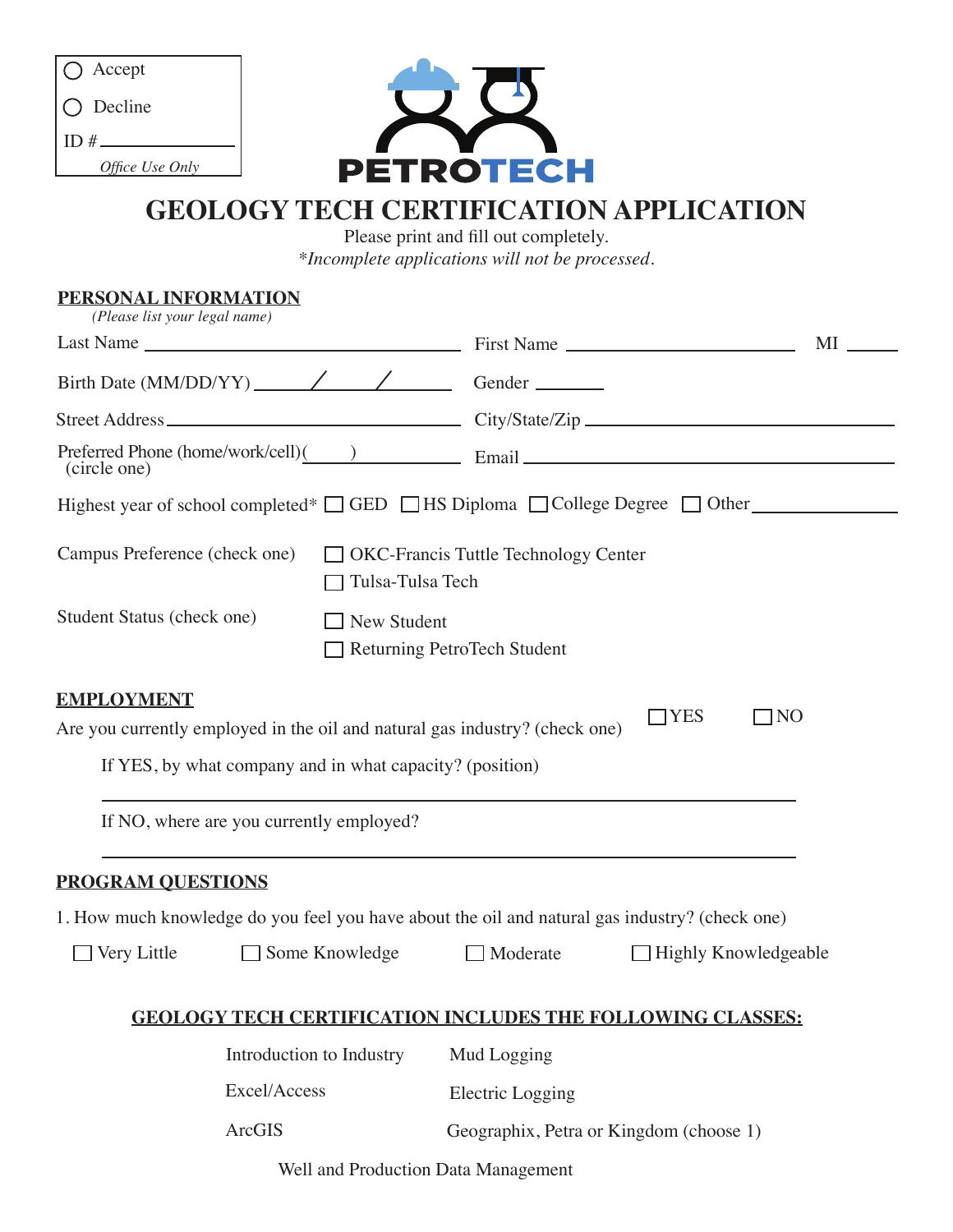○ Accept

○ Decline

ID # ____________

*Office Use Only*

PETROTECH

# GEOLOGY TECH CERTIFICATION APPLICATION

Please print and fill out completely.

*\*Incomplete applications will not be processed.*

## PERSONAL INFORMATION

*(Please list your legal name)*

Last Name ______________________ First Name ______________________ MI ______

Birth Date (MM/DD/YY) ______/______/______ Gender ________

Street Address ______________________ City/State/Zip ______________________

Preferred Phone (home/work/cell)(circle one) (____) ____________ Email ______________________

Highest year of school completed* ☐ GED ☐ HS Diploma ☐ College Degree ☐ Other ____________

Campus Preference (check one)
- ☐ OKC-Francis Tuttle Technology Center
- ☐ Tulsa-Tulsa Tech

Student Status (check one)
- ☐ New Student
- ☐ Returning PetroTech Student

## EMPLOYMENT

Are you currently employed in the oil and natural gas industry? (check one) ☐ YES ☐ NO

If YES, by what company and in what capacity? (position)

______________________________________________

If NO, where are you currently employed?

______________________________________________

## PROGRAM QUESTIONS

1. How much knowledge do you feel you have about the oil and natural gas industry? (check one)

☐ Very Little ☐ Some Knowledge ☐ Moderate ☐ Highly Knowledgeable

## GEOLOGY TECH CERTIFICATION INCLUDES THE FOLLOWING CLASSES:

- Introduction to Industry
- Mud Logging
- Excel/Access
- Electric Logging
- ArcGIS
- Geographix, Petra or Kingdom (choose 1)
- Well and Production Data Management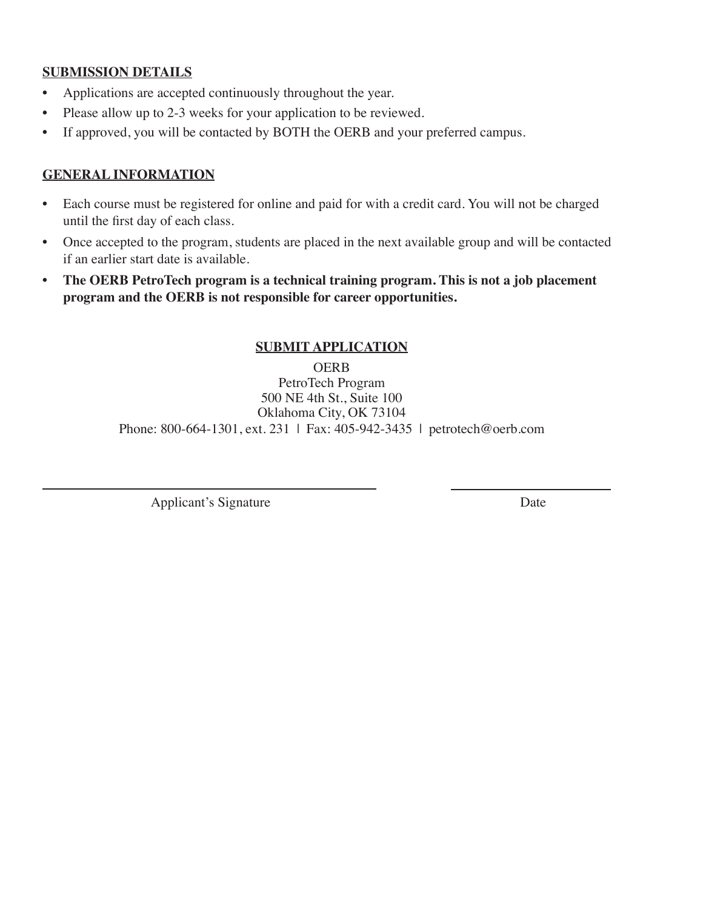**SUBMISSION DETAILS**

- Applications are accepted continuously throughout the year.
- Please allow up to 2-3 weeks for your application to be reviewed.
- If approved, you will be contacted by BOTH the OERB and your preferred campus.

**GENERAL INFORMATION**

- Each course must be registered for online and paid for with a credit card. You will not be charged until the first day of each class.
- Once accepted to the program, students are placed in the next available group and will be contacted if an earlier start date is available.
- **The OERB PetroTech program is a technical training program. This is not a job placement program and the OERB is not responsible for career opportunities.**

**SUBMIT APPLICATION**

OERB
PetroTech Program
500 NE 4th St., Suite 100
Oklahoma City, OK 73104
Phone: 800-664-1301, ext. 231 | Fax: 405-942-3435 | petrotech@oerb.com

\_\_\_\_\_\_\_\_\_\_\_\_\_\_\_\_\_\_\_\_\_\_\_\_\_\_\_\_\_\_\_\_\_\_\_\_\_\_\_\_ \_\_\_\_\_\_\_\_\_\_\_\_\_\_\_\_\_\_\_\_

Applicant's Signature Date